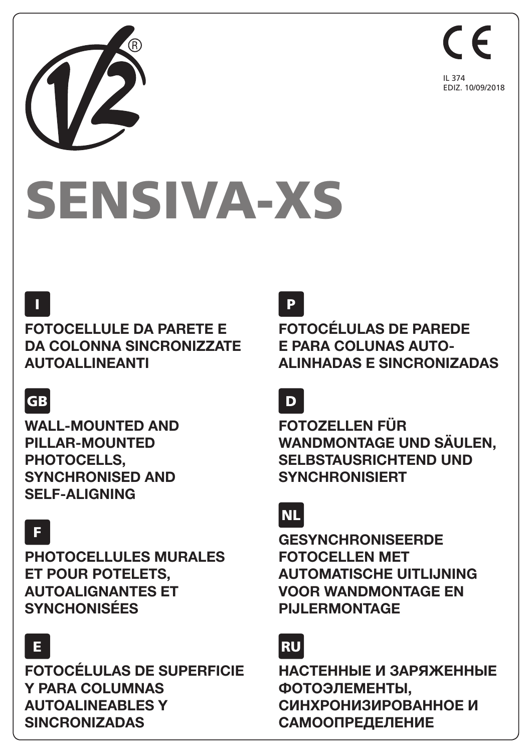CE

IL 374
EDIZ. 10/09/2018

# SENSIVA-XS

**I**

**FOTOCELLULE DA PARETE E DA COLONNA SINCRONIZZATE AUTOALLINEANTI**

**GB**

**WALL-MOUNTED AND PILLAR-MOUNTED PHOTOCELLS, SYNCHRONISED AND SELF-ALIGNING**

**F**

**PHOTOCELLULES MURALES ET POUR POTELETS, AUTOALIGNANTES ET SYNCHONISÉES**

**E**

**FOTOCÉLULAS DE SUPERFICIE Y PARA COLUMNAS AUTOALINEABLES Y SINCRONIZADAS**

**P**

**FOTOCÉLULAS DE PAREDE E PARA COLUNAS AUTO-ALINHADAS E SINCRONIZADAS**

**D**

**FOTOZELLEN FÜR WANDMONTAGE UND SÄULEN, SELBSTAUSRICHTEND UND SYNCHRONISIERT**

**NL**

**GESYNCHRONISEERDE FOTOCELLEN MET AUTOMATISCHE UITLIJNING VOOR WANDMONTAGE EN PIJLERMONTAGE**

**RU**

**НАСТЕННЫЕ И ЗАРЯЖЕННЫЕ ФОТОЭЛЕМЕНТЫ, СИНХРОНИЗИРОВАННОЕ И САМООПРЕДЕЛЕНИЕ**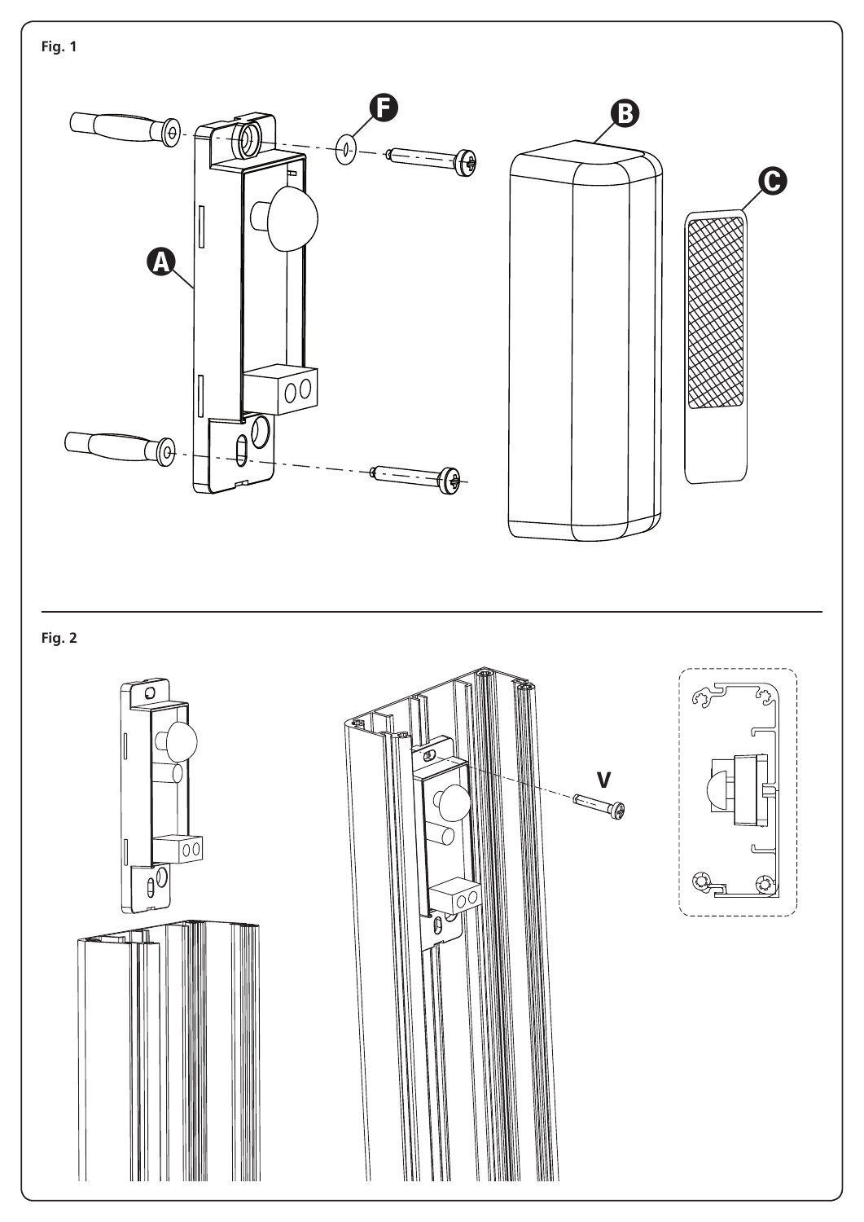Fig. 1

Fig. 2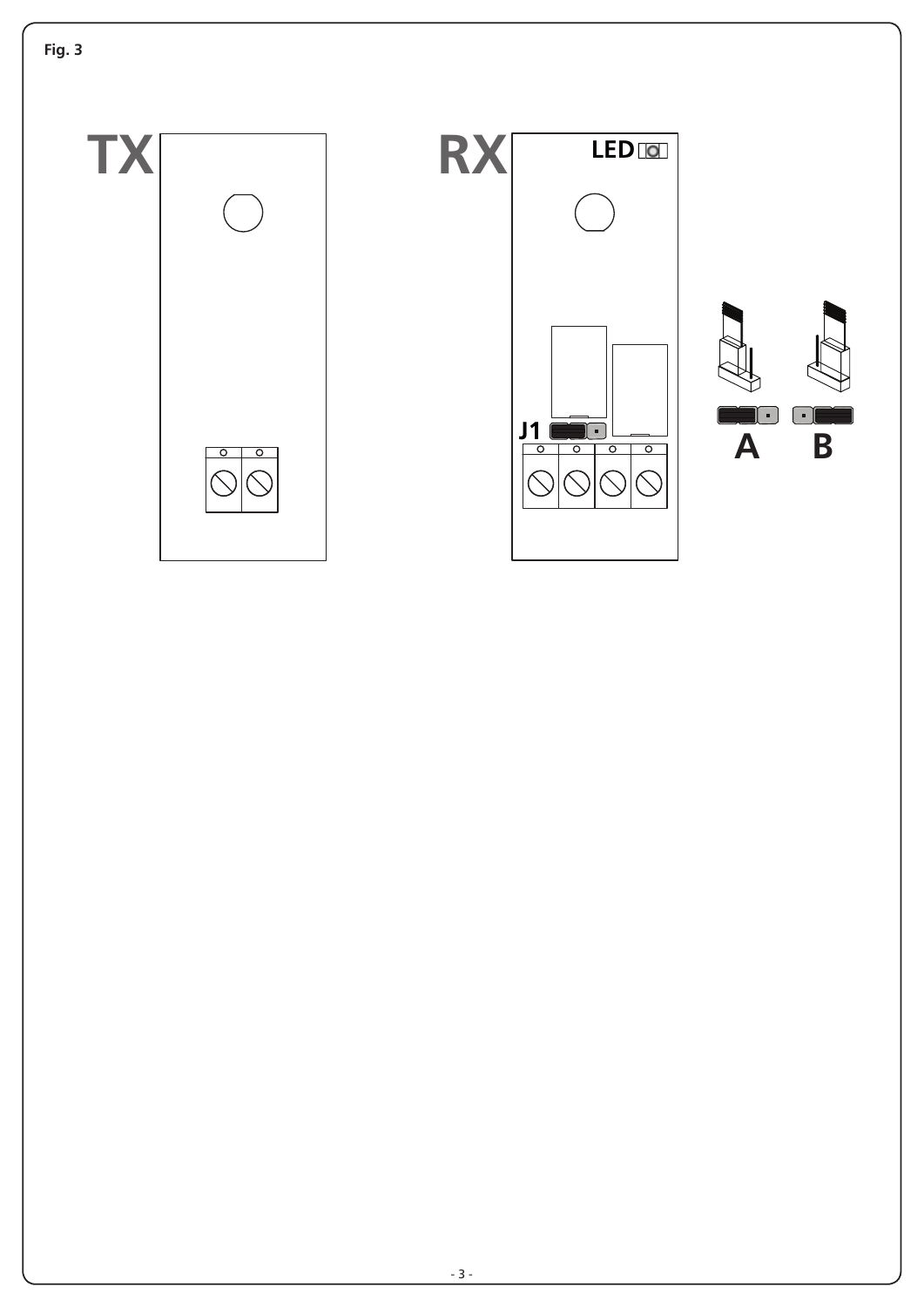Fig. 3

TX

RX

LED

J1

A

B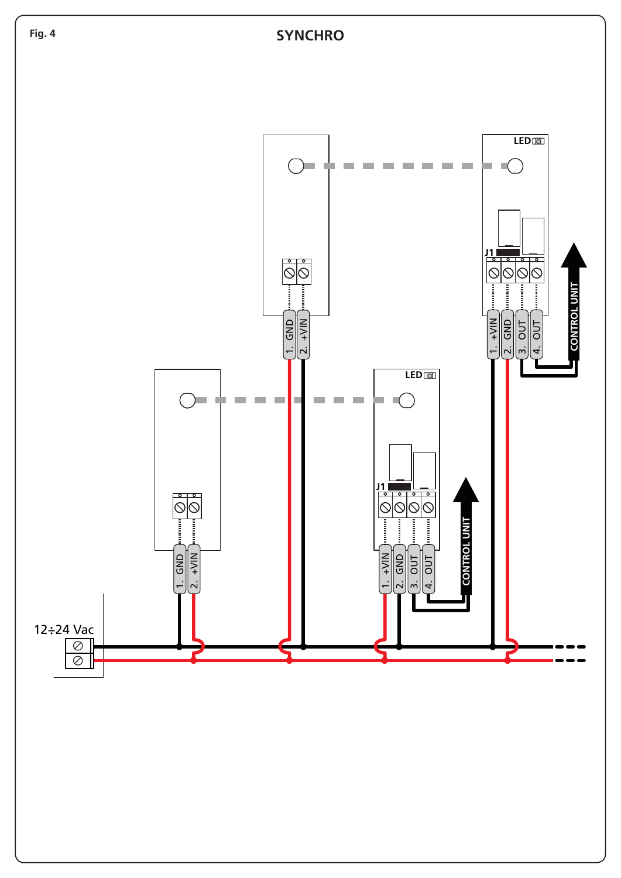Fig. 4

## SYNCHRO

LED

J1

1. GND
2. +VIN

1. +VIN
2. GND
3. OUT
4. OUT

CONTROL UNIT

LED

J1

1. GND
2. +VIN

1. +VIN
2. GND
3. OUT
4. OUT

CONTROL UNIT

12÷24 Vac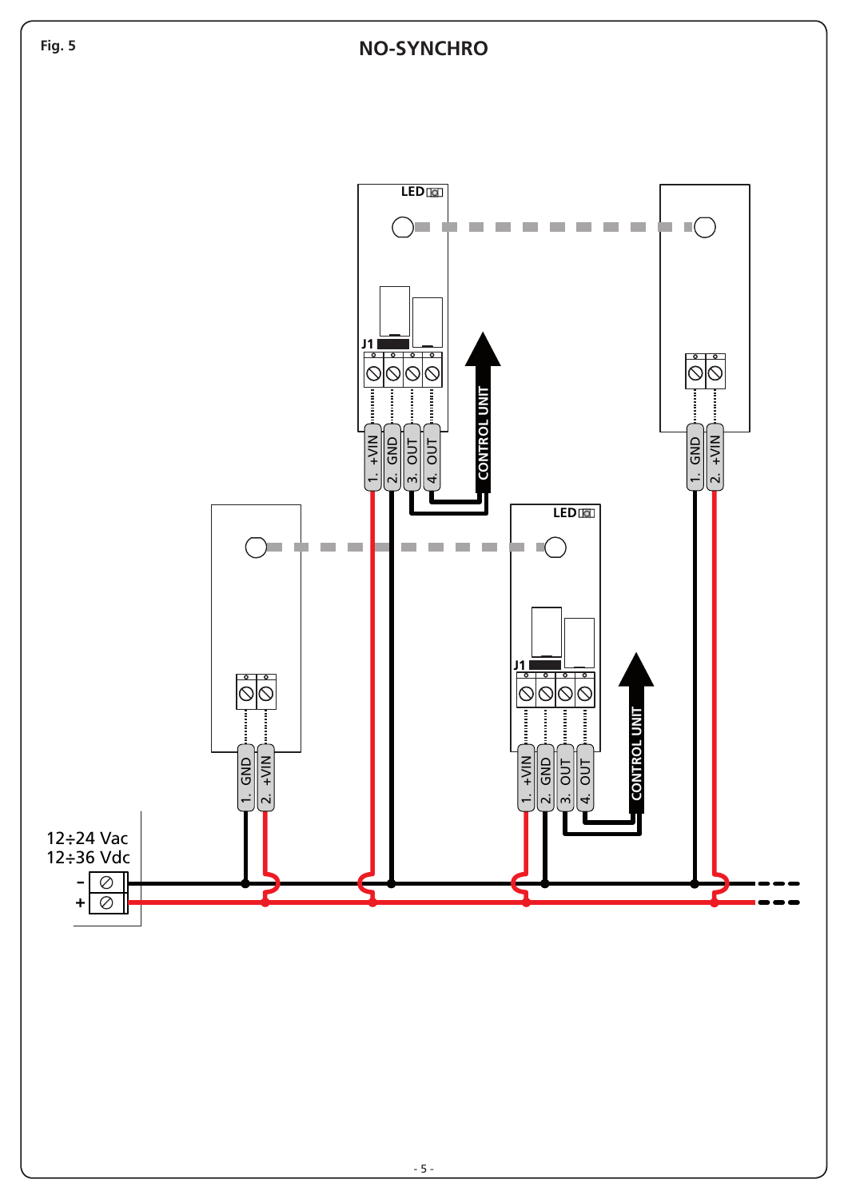Fig. 5

## NO-SYNCHRO

LED

J1

1. +VIN
2. GND
3. OUT
4. OUT

CONTROL UNIT

1. GND
2. +VIN

LED

J1

1. GND
2. +VIN

1. +VIN
2. GND
3. OUT
4. OUT

CONTROL UNIT

12÷24 Vac
12÷36 Vdc

-
+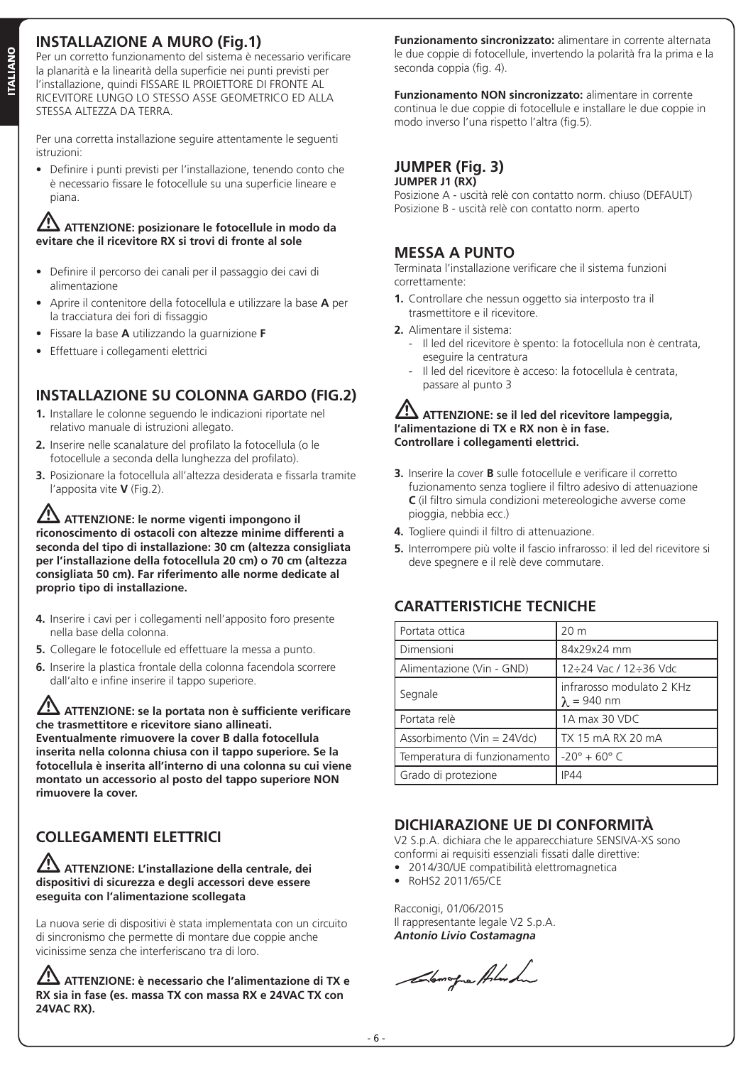## INSTALLAZIONE A MURO (Fig.1)

Per un corretto funzionamento del sistema è necessario verificare la planarità e la linearità della superficie nei punti previsti per l'installazione, quindi FISSARE IL PROIETTORE DI FRONTE AL RICEVITORE LUNGO LO STESSO ASSE GEOMETRICO ED ALLA STESSA ALTEZZA DA TERRA.

Per una corretta installazione seguire attentamente le seguenti istruzioni:

- Definire i punti previsti per l'installazione, tenendo conto che è necessario fissare le fotocellule su una superficie lineare e piana.

⚠ **ATTENZIONE: posizionare le fotocellule in modo da evitare che il ricevitore RX si trovi di fronte al sole**

- Definire il percorso dei canali per il passaggio dei cavi di alimentazione
- Aprire il contenitore della fotocellula e utilizzare la base **A** per la tracciatura dei fori di fissaggio
- Fissare la base **A** utilizzando la guarnizione **F**
- Effettuare i collegamenti elettrici

## INSTALLAZIONE SU COLONNA GARDO (FIG.2)

1. Installare le colonne seguendo le indicazioni riportate nel relativo manuale di istruzioni allegato.
2. Inserire nelle scanalature del profilato la fotocellula (o le fotocellule a seconda della lunghezza del profilato).
3. Posizionare la fotocellula all'altezza desiderata e fissarla tramite l'apposita vite **V** (Fig.2).

⚠ **ATTENZIONE: le norme vigenti impongono il riconoscimento di ostacoli con altezze minime differenti a seconda del tipo di installazione: 30 cm (altezza consigliata per l'installazione della fotocellula 20 cm) o 70 cm (altezza consigliata 50 cm). Far riferimento alle norme dedicate al proprio tipo di installazione.**

4. Inserire i cavi per i collegamenti nell'apposito foro presente nella base della colonna.
5. Collegare le fotocellule ed effettuare la messa a punto.
6. Inserire la plastica frontale della colonna facendola scorrere dall'alto e infine inserire il tappo superiore.

⚠ **ATTENZIONE: se la portata non è sufficiente verificare che trasmettitore e ricevitore siano allineati. Eventualmente rimuovere la cover B dalla fotocellula inserita nella colonna chiusa con il tappo superiore. Se la fotocellula è inserita all'interno di una colonna su cui viene montato un accessorio al posto del tappo superiore NON rimuovere la cover.**

## COLLEGAMENTI ELETTRICI

⚠ **ATTENZIONE: L'installazione della centrale, dei dispositivi di sicurezza e degli accessori deve essere eseguita con l'alimentazione scollegata**

La nuova serie di dispositivi è stata implementata con un circuito di sincronismo che permette di montare due coppie anche vicinissime senza che interferiscano tra di loro.

⚠ **ATTENZIONE: è necessario che l'alimentazione di TX e RX sia in fase (es. massa TX con massa RX e 24VAC TX con 24VAC RX).**

**Funzionamento sincronizzato:** alimentare in corrente alternata le due coppie di fotocellule, invertendo la polarità fra la prima e la seconda coppia (fig. 4).

**Funzionamento NON sincronizzato:** alimentare in corrente continua le due coppie di fotocellule e installare le due coppie in modo inverso l'una rispetto l'altra (fig.5).

## JUMPER (Fig. 3)

**JUMPER J1 (RX)**

Posizione A - uscità relè con contatto norm. chiuso (DEFAULT)
Posizione B - uscità relè con contatto norm. aperto

## MESSA A PUNTO

Terminata l'installazione verificare che il sistema funzioni correttamente:

1. Controllare che nessun oggetto sia interposto tra il trasmettitore e il ricevitore.
2. Alimentare il sistema:
   - Il led del ricevitore è spento: la fotocellula non è centrata, eseguire la centratura
   - Il led del ricevitore è acceso: la fotocellula è centrata, passare al punto 3

⚠ **ATTENZIONE: se il led del ricevitore lampeggia, l'alimentazione di TX e RX non è in fase. Controllare i collegamenti elettrici.**

3. Inserire la cover **B** sulle fotocellule e verificare il corretto fuzionamento senza togliere il filtro adesivo di attenuazione **C** (il filtro simula condizioni metereologiche avverse come pioggia, nebbia ecc.)
4. Togliere quindi il filtro di attenuazione.
5. Interrompere più volte il fascio infrarosso: il led del ricevitore si deve spegnere e il relè deve commutare.

## CARATTERISTICHE TECNICHE

| | |
|---|---|
| Portata ottica | 20 m |
| Dimensioni | 84x29x24 mm |
| Alimentazione (Vin - GND) | 12÷24 Vac / 12÷36 Vdc |
| Segnale | infrarosso modulato 2 KHz $\lambda$ = 940 nm |
| Portata relè | 1A max 30 VDC |
| Assorbimento (Vin = 24Vdc) | TX 15 mA RX 20 mA |
| Temperatura di funzionamento | -20° + 60° C |
| Grado di protezione | IP44 |

## DICHIARAZIONE UE DI CONFORMITÀ

V2 S.p.A. dichiara che le apparecchiature SENSIVA-XS sono conformi ai requisiti essenziali fissati dalle direttive:

- 2014/30/UE compatibilità elettromagnetica
- RoHS2 2011/65/CE

Racconigi, 01/06/2015
Il rappresentante legale V2 S.p.A.
***Antonio Livio Costamagna***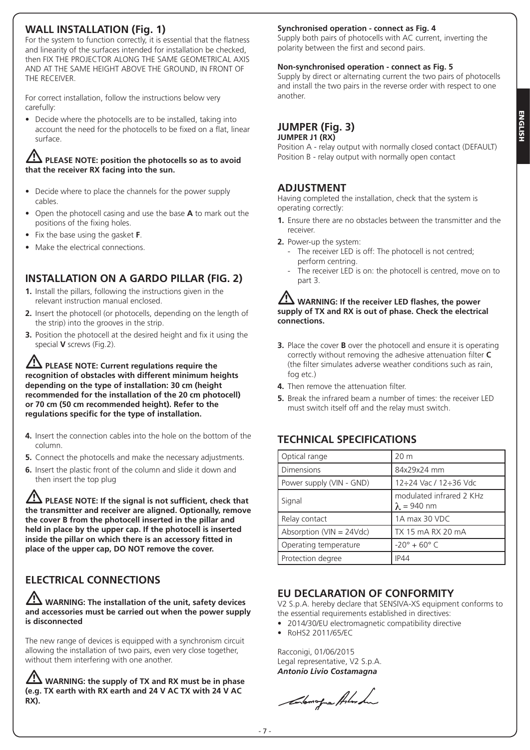## WALL INSTALLATION (Fig. 1)

For the system to function correctly, it is essential that the flatness and linearity of the surfaces intended for installation be checked, then FIX THE PROJECTOR ALONG THE SAME GEOMETRICAL AXIS AND AT THE SAME HEIGHT ABOVE THE GROUND, IN FRONT OF THE RECEIVER.

For correct installation, follow the instructions below very carefully:

- Decide where the photocells are to be installed, taking into account the need for the photocells to be fixed on a flat, linear surface.

⚠ **PLEASE NOTE: position the photocells so as to avoid that the receiver RX facing into the sun.**

- Decide where to place the channels for the power supply cables.
- Open the photocell casing and use the base **A** to mark out the positions of the fixing holes.
- Fix the base using the gasket **F**.
- Make the electrical connections.

## INSTALLATION ON A GARDO PILLAR (FIG. 2)

1. Install the pillars, following the instructions given in the relevant instruction manual enclosed.
2. Insert the photocell (or photocells, depending on the length of the strip) into the grooves in the strip.
3. Position the photocell at the desired height and fix it using the special **V** screws (Fig.2).

⚠ **PLEASE NOTE: Current regulations require the recognition of obstacles with different minimum heights depending on the type of installation: 30 cm (height recommended for the installation of the 20 cm photocell) or 70 cm (50 cm recommended height). Refer to the regulations specific for the type of installation.**

4. Insert the connection cables into the hole on the bottom of the column.
5. Connect the photocells and make the necessary adjustments.
6. Insert the plastic front of the column and slide it down and then insert the top plug

⚠ **PLEASE NOTE: If the signal is not sufficient, check that the transmitter and receiver are aligned. Optionally, remove the cover B from the photocell inserted in the pillar and held in place by the upper cap. If the photocell is inserted inside the pillar on which there is an accessory fitted in place of the upper cap, DO NOT remove the cover.**

## ELECTRICAL CONNECTIONS

⚠ **WARNING: The installation of the unit, safety devices and accessories must be carried out when the power supply is disconnected**

The new range of devices is equipped with a synchronism circuit allowing the installation of two pairs, even very close together, without them interfering with one another.

⚠ **WARNING: the supply of TX and RX must be in phase (e.g. TX earth with RX earth and 24 V AC TX with 24 V AC RX).**

**Synchronised operation - connect as Fig. 4**

Supply both pairs of photocells with AC current, inverting the polarity between the first and second pairs.

**Non-synchronised operation - connect as Fig. 5**

Supply by direct or alternating current the two pairs of photocells and install the two pairs in the reverse order with respect to one another.

## JUMPER (Fig. 3)

**JUMPER J1 (RX)**

Position A - relay output with normally closed contact (DEFAULT)
Position B - relay output with normally open contact

## ADJUSTMENT

Having completed the installation, check that the system is operating correctly:

1. Ensure there are no obstacles between the transmitter and the receiver.
2. Power-up the system:
   - The receiver LED is off: The photocell is not centred; perform centring.
   - The receiver LED is on: the photocell is centred, move on to part 3.

⚠ **WARNING: If the receiver LED flashes, the power supply of TX and RX is out of phase. Check the electrical connections.**

3. Place the cover **B** over the photocell and ensure it is operating correctly without removing the adhesive attenuation filter **C** (the filter simulates adverse weather conditions such as rain, fog etc.)
4. Then remove the attenuation filter.
5. Break the infrared beam a number of times: the receiver LED must switch itself off and the relay must switch.

## TECHNICAL SPECIFICATIONS

| Optical range | 20 m |
| --- | --- |
| Dimensions | 84x29x24 mm |
| Power supply (VIN - GND) | 12÷24 Vac / 12÷36 Vdc |
| Signal | modulated infrared 2 KHz $\lambda$ = 940 nm |
| Relay contact | 1A max 30 VDC |
| Absorption (VIN = 24Vdc) | TX 15 mA RX 20 mA |
| Operating temperature | -20° + 60° C |
| Protection degree | IP44 |

## EU DECLARATION OF CONFORMITY

V2 S.p.A. hereby declare that SENSIVA-XS equipment conforms to the essential requirements established in directives:

- 2014/30/EU electromagnetic compatibility directive
- RoHS2 2011/65/EC

Racconigi, 01/06/2015
Legal representative, V2 S.p.A.
***Antonio Livio Costamagna***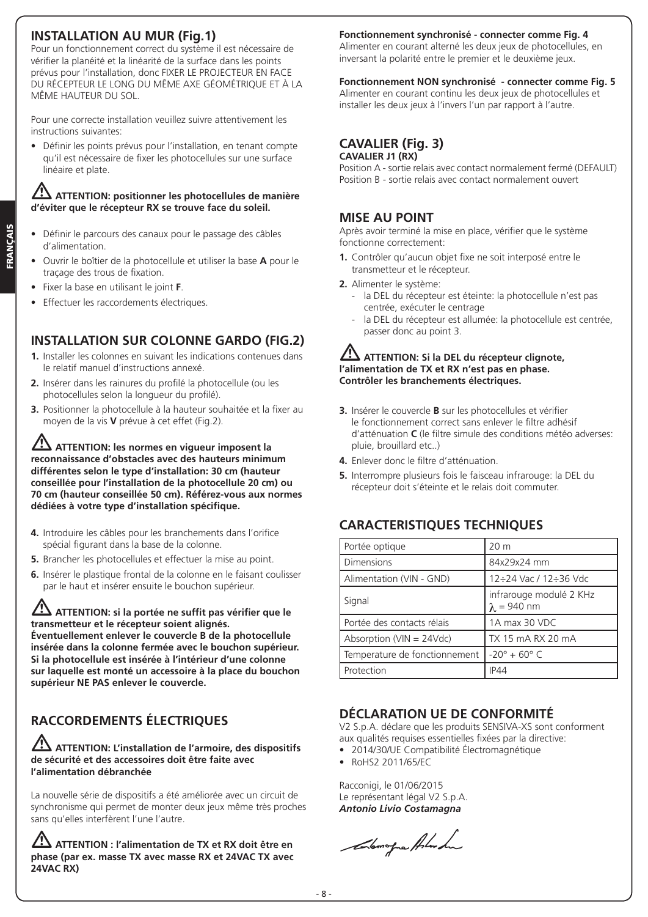## INSTALLATION AU MUR (Fig.1)

Pour un fonctionnement correct du système il est nécessaire de vérifier la planéité et la linéarité de la surface dans les points prévus pour l'installation, donc FIXER LE PROJECTEUR EN FACE DU RÉCEPTEUR LE LONG DU MÊME AXE GÉOMÉTRIQUE ET À LA MÊME HAUTEUR DU SOL.

Pour une correcte installation veuillez suivre attentivement les instructions suivantes:

- Définir les points prévus pour l'installation, en tenant compte qu'il est nécessaire de fixer les photocellules sur une surface linéaire et plate.

⚠ **ATTENTION: positionner les photocellules de manière d'éviter que le récepteur RX se trouve face du soleil.**

- Définir le parcours des canaux pour le passage des câbles d'alimentation.
- Ouvrir le boîtier de la photocellule et utiliser la base **A** pour le traçage des trous de fixation.
- Fixer la base en utilisant le joint **F**.
- Effectuer les raccordements électriques.

## INSTALLATION SUR COLONNE GARDO (FIG.2)

1. Installer les colonnes en suivant les indications contenues dans le relatif manuel d'instructions annexé.
2. Insérer dans les rainures du profilé la photocellule (ou les photocellules selon la longueur du profilé).
3. Positionner la photocellule à la hauteur souhaitée et la fixer au moyen de la vis **V** prévue à cet effet (Fig.2).

⚠ **ATTENTION: les normes en vigueur imposent la reconnaissance d'obstacles avec des hauteurs minimum différentes selon le type d'installation: 30 cm (hauteur conseillée pour l'installation de la photocellule 20 cm) ou 70 cm (hauteur conseillée 50 cm). Référez-vous aux normes dédiées à votre type d'installation spécifique.**

4. Introduire les câbles pour les branchements dans l'orifice spécial figurant dans la base de la colonne.
5. Brancher les photocellules et effectuer la mise au point.
6. Insérer le plastique frontal de la colonne en le faisant coulisser par le haut et insérer ensuite le bouchon supérieur.

⚠ **ATTENTION: si la portée ne suffit pas vérifier que le transmetteur et le récepteur soient alignés. Éventuellement enlever le couvercle B de la photocellule insérée dans la colonne fermée avec le bouchon supérieur. Si la photocellule est insérée à l'intérieur d'une colonne sur laquelle est monté un accessoire à la place du bouchon supérieur NE PAS enlever le couvercle.**

## RACCORDEMENTS ÉLECTRIQUES

⚠ **ATTENTION: L'installation de l'armoire, des dispositifs de sécurité et des accessoires doit être faite avec l'alimentation débranchée**

La nouvelle série de dispositifs a été améliorée avec un circuit de synchronisme qui permet de monter deux jeux même très proches sans qu'elles interfèrent l'une l'autre.

⚠ **ATTENTION : l'alimentation de TX et RX doit être en phase (par ex. masse TX avec masse RX et 24VAC TX avec 24VAC RX)**

**Fonctionnement synchronisé - connecter comme Fig. 4**
Alimenter en courant alterné les deux jeux de photocellules, en inversant la polarité entre le premier et le deuxième jeux.

**Fonctionnement NON synchronisé - connecter comme Fig. 5**
Alimenter en courant continu les deux jeux de photocellules et installer les deux jeux à l'invers l'un par rapport à l'autre.

## CAVALIER (Fig. 3)

**CAVALIER J1 (RX)**
Position A - sortie relais avec contact normalement fermé (DEFAULT)
Position B - sortie relais avec contact normalement ouvert

## MISE AU POINT

Après avoir terminé la mise en place, vérifier que le système fonctionne correctement:

1. Contrôler qu'aucun objet fixe ne soit interposé entre le transmetteur et le récepteur.
2. Alimenter le système:
   - la DEL du récepteur est éteinte: la photocellule n'est pas centrée, exécuter le centrage
   - la DEL du récepteur est allumée: la photocellule est centrée, passer donc au point 3.

⚠ **ATTENTION: Si la DEL du récepteur clignote, l'alimentation de TX et RX n'est pas en phase. Contrôler les branchements électriques.**

3. Insérer le couvercle **B** sur les photocellules et vérifier le fonctionnement correct sans enlever le filtre adhésif d'atténuation **C** (le filtre simule des conditions météo adverses: pluie, brouillard etc..)
4. Enlever donc le filtre d'atténuation.
5. Interrompre plusieurs fois le faisceau infrarouge: la DEL du récepteur doit s'éteinte et le relais doit commuter.

## CARACTERISTIQUES TECHNIQUES

| | |
|---|---|
| Portée optique | 20 m |
| Dimensions | 84x29x24 mm |
| Alimentation (VIN - GND) | 12÷24 Vac / 12÷36 Vdc |
| Signal | infrarouge modulé 2 KHz $\lambda$ = 940 nm |
| Portée des contacts rélais | 1A max 30 VDC |
| Absorption (VIN = 24Vdc) | TX 15 mA RX 20 mA |
| Temperature de fonctionnement | -20° + 60° C |
| Protection | IP44 |

## DÉCLARATION UE DE CONFORMITÉ

V2 S.p.A. déclare que les produits SENSIVA-XS sont conforment aux qualités requises essentielles fixées par la directive:

- 2014/30/UE Compatibilité Électromagnétique
- RoHS2 2011/65/EC

Racconigi, le 01/06/2015
Le représentant légal V2 S.p.A.
***Antonio Livio Costamagna***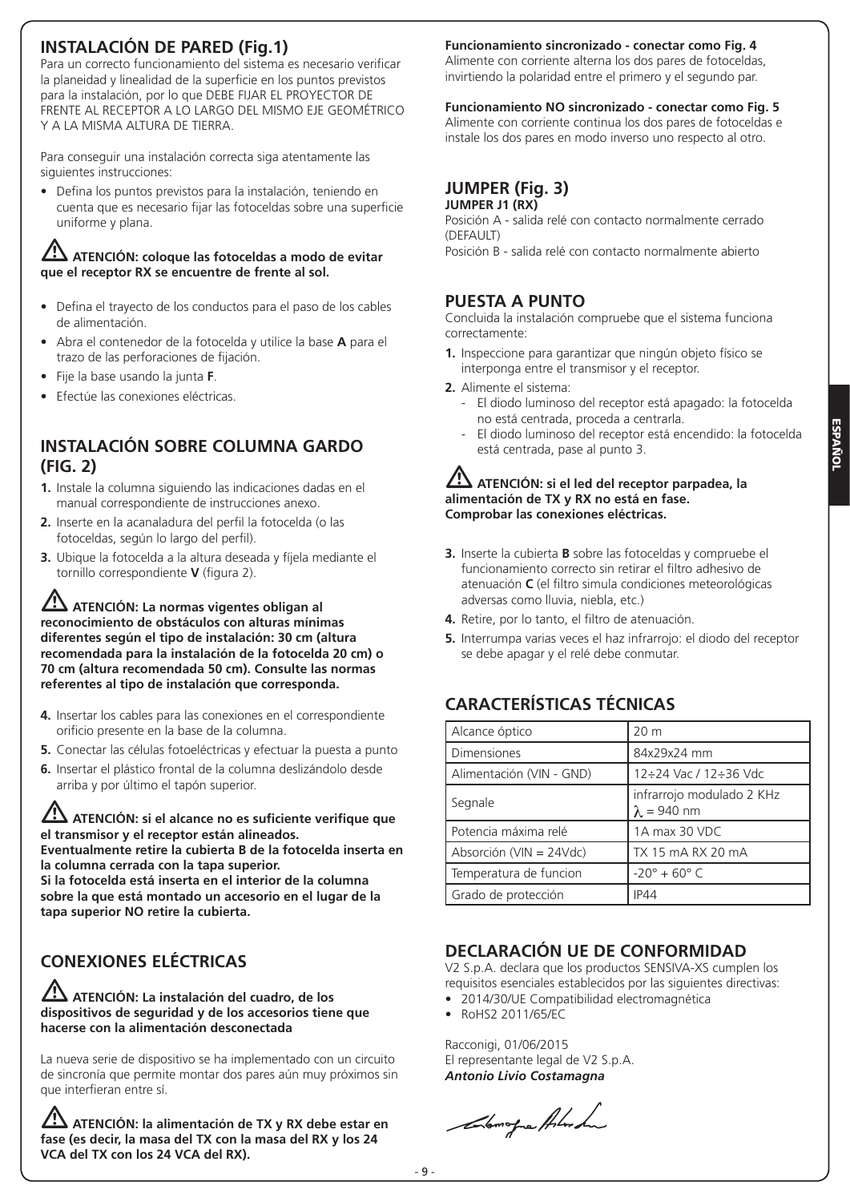## INSTALACIÓN DE PARED (Fig.1)

Para un correcto funcionamiento del sistema es necesario verificar la planeidad y linealidad de la superficie en los puntos previstos para la instalación, por lo que DEBE FIJAR EL PROYECTOR DE FRENTE AL RECEPTOR A LO LARGO DEL MISMO EJE GEOMÉTRICO Y A LA MISMA ALTURA DE TIERRA.

Para conseguir una instalación correcta siga atentamente las siguientes instrucciones:

- Defina los puntos previstos para la instalación, teniendo en cuenta que es necesario fijar las fotoceldas sobre una superficie uniforme y plana.

⚠ **ATENCIÓN: coloque las fotoceldas a modo de evitar que el receptor RX se encuentre de frente al sol.**

- Defina el trayecto de los conductos para el paso de los cables de alimentación.
- Abra el contenedor de la fotocelda y utilice la base **A** para el trazo de las perforaciones de fijación.
- Fije la base usando la junta **F**.
- Efectúe las conexiones eléctricas.

## INSTALACIÓN SOBRE COLUMNA GARDO (FIG. 2)

1. Instale la columna siguiendo las indicaciones dadas en el manual correspondiente de instrucciones anexo.
2. Inserte en la acanaladura del perfil la fotocelda (o las fotoceldas, según lo largo del perfil).
3. Ubique la fotocelda a la altura deseada y fíjela mediante el tornillo correspondiente **V** (figura 2).

⚠ **ATENCIÓN: La normas vigentes obligan al reconocimiento de obstáculos con alturas mínimas diferentes según el tipo de instalación: 30 cm (altura recomendada para la instalación de la fotocelda 20 cm) o 70 cm (altura recomendada 50 cm). Consulte las normas referentes al tipo de instalación que corresponda.**

4. Insertar los cables para las conexiones en el correspondiente orificio presente en la base de la columna.
5. Conectar las células fotoeléctricas y efectuar la puesta a punto
6. Insertar el plástico frontal de la columna deslizándolo desde arriba y por último el tapón superior.

⚠ **ATENCIÓN: si el alcance no es suficiente verifique que el transmisor y el receptor están alineados.**
**Eventualmente retire la cubierta B de la fotocelda inserta en la columna cerrada con la tapa superior.**
**Si la fotocelda está inserta en el interior de la columna sobre la que está montado un accesorio en el lugar de la tapa superior NO retire la cubierta.**

## CONEXIONES ELÉCTRICAS

⚠ **ATENCIÓN: La instalación del cuadro, de los dispositivos de seguridad y de los accesorios tiene que hacerse con la alimentación desconectada**

La nueva serie de dispositivo se ha implementado con un circuito de sincronía que permite montar dos pares aún muy próximos sin que interfieran entre sí.

⚠ **ATENCIÓN: la alimentación de TX y RX debe estar en fase (es decir, la masa del TX con la masa del RX y los 24 VCA del TX con los 24 VCA del RX).**

**Funcionamiento sincronizado - conectar como Fig. 4**
Alimente con corriente alterna los dos pares de fotoceldas, invirtiendo la polaridad entre el primero y el segundo par.

**Funcionamiento NO sincronizado - conectar como Fig. 5**
Alimente con corriente continua los dos pares de fotoceldas e instale los dos pares en modo inverso uno respecto al otro.

## JUMPER (Fig. 3)

**JUMPER J1 (RX)**
Posición A - salida relé con contacto normalmente cerrado (DEFAULT)
Posición B - salida relé con contacto normalmente abierto

## PUESTA A PUNTO

Concluida la instalación compruebe que el sistema funciona correctamente:

1. Inspeccione para garantizar que ningún objeto físico se interponga entre el transmisor y el receptor.
2. Alimente el sistema:
   - El diodo luminoso del receptor está apagado: la fotocelda no está centrada, proceda a centrarla.
   - El diodo luminoso del receptor está encendido: la fotocelda está centrada, pase al punto 3.

⚠ **ATENCIÓN: si el led del receptor parpadea, la alimentación de TX y RX no está en fase.**
**Comprobar las conexiones eléctricas.**

3. Inserte la cubierta **B** sobre las fotoceldas y compruebe el funcionamiento correcto sin retirar el filtro adhesivo de atenuación **C** (el filtro simula condiciones meteorológicas adversas como lluvia, niebla, etc.)
4. Retire, por lo tanto, el filtro de atenuación.
5. Interrumpa varias veces el haz infrarrojo: el diodo del receptor se debe apagar y el relé debe conmutar.

## CARACTERÍSTICAS TÉCNICAS

| | |
|---|---|
| Alcance óptico | 20 m |
| Dimensiones | 84x29x24 mm |
| Alimentación (VIN - GND) | 12÷24 Vac / 12÷36 Vdc |
| Segnale | infrarrojo modulado 2 KHz $\lambda$ = 940 nm |
| Potencia máxima relé | 1A max 30 VDC |
| Absorción (VIN = 24Vdc) | TX 15 mA RX 20 mA |
| Temperatura de funcion | -20° + 60° C |
| Grado de protección | IP44 |

## DECLARACIÓN UE DE CONFORMIDAD

V2 S.p.A. declara que los productos SENSIVA-XS cumplen los requisitos esenciales establecidos por las siguientes directivas:

- 2014/30/UE Compatibilidad electromagnética
- RoHS2 2011/65/EC

Racconigi, 01/06/2015
El representante legal de V2 S.p.A.
***Antonio Livio Costamagna***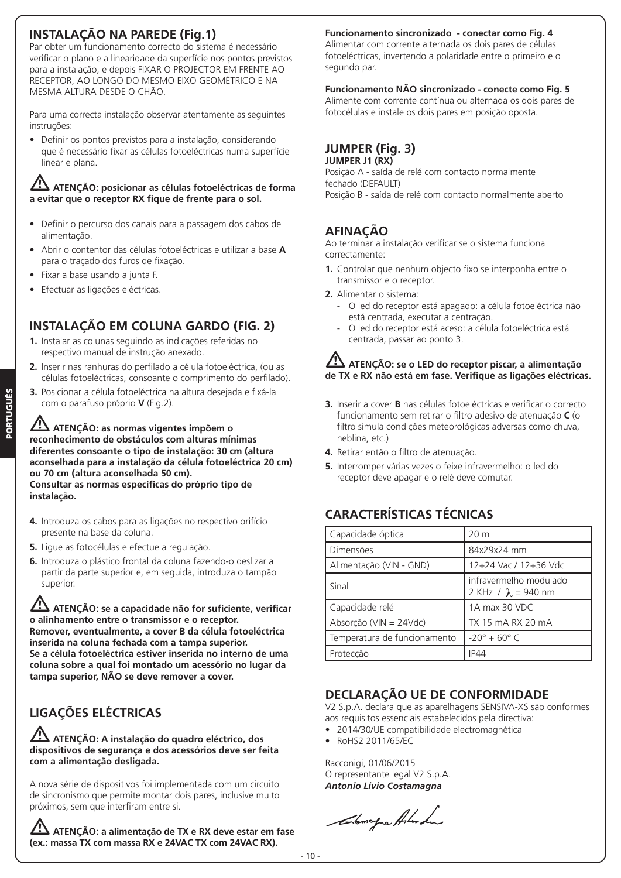## INSTALAÇÃO NA PAREDE (Fig.1)

Par obter um funcionamento correcto do sistema é necessário verificar o plano e a linearidade da superfície nos pontos previstos para a instalação, e depois FIXAR O PROJECTOR EM FRENTE AO RECEPTOR, AO LONGO DO MESMO EIXO GEOMÉTRICO E NA MESMA ALTURA DESDE O CHÃO.

Para uma correcta instalação observar atentamente as seguintes instruções:

- Definir os pontos previstos para a instalação, considerando que é necessário fixar as células fotoeléctricas numa superfície linear e plana.

⚠ **ATENÇÃO: posicionar as células fotoeléctricas de forma a evitar que o receptor RX fique de frente para o sol.**

- Definir o percurso dos canais para a passagem dos cabos de alimentação.
- Abrir o contentor das células fotoeléctricas e utilizar a base **A** para o traçado dos furos de fixação.
- Fixar a base usando a junta F.
- Efectuar as ligações eléctricas.

## INSTALAÇÃO EM COLUNA GARDO (FIG. 2)

1. Instalar as colunas seguindo as indicações referidas no respectivo manual de instrução anexado.
2. Inserir nas ranhuras do perfilado a célula fotoeléctrica, (ou as células fotoeléctricas, consoante o comprimento do perfilado).
3. Posicionar a célula fotoeléctrica na altura desejada e fixá-la com o parafuso próprio **V** (Fig.2).

⚠ **ATENÇÃO: as normas vigentes impõem o reconhecimento de obstáculos com alturas mínimas diferentes consoante o tipo de instalação: 30 cm (altura aconselhada para a instalação da célula fotoeléctrica 20 cm) ou 70 cm (altura aconselhada 50 cm). Consultar as normas específicas do próprio tipo de instalação.**

4. Introduza os cabos para as ligações no respectivo orifício presente na base da coluna.
5. Ligue as fotocélulas e efectue a regulação.
6. Introduza o plástico frontal da coluna fazendo-o deslizar a partir da parte superior e, em seguida, introduza o tampão superior.

⚠ **ATENÇÃO: se a capacidade não for suficiente, verificar o alinhamento entre o transmissor e o receptor. Remover, eventualmente, a cover B da célula fotoeléctrica inserida na coluna fechada com a tampa superior. Se a célula fotoeléctrica estiver inserida no interno de uma coluna sobre a qual foi montado um acessório no lugar da tampa superior, NÃO se deve remover a cover.**

## LIGAÇÕES ELÉCTRICAS

⚠ **ATENÇÃO: A instalação do quadro eléctrico, dos dispositivos de segurança e dos acessórios deve ser feita com a alimentação desligada.**

A nova série de dispositivos foi implementada com um circuito de sincronismo que permite montar dois pares, inclusive muito próximos, sem que interfiram entre si.

⚠ **ATENÇÃO: a alimentação de TX e RX deve estar em fase (ex.: massa TX com massa RX e 24VAC TX com 24VAC RX).**

**Funcionamento sincronizado - conectar como Fig. 4**
Alimentar com corrente alternada os dois pares de células fotoeléctricas, invertendo a polaridade entre o primeiro e o segundo par.

**Funcionamento NÃO sincronizado - conecte como Fig. 5**
Alimente com corrente contínua ou alternada os dois pares de fotocélulas e instale os dois pares em posição oposta.

## JUMPER (Fig. 3)

**JUMPER J1 (RX)**
Posição A - saída de relé com contacto normalmente fechado (DEFAULT)
Posição B - saída de relé com contacto normalmente aberto

## AFINAÇÃO

Ao terminar a instalação verificar se o sistema funciona correctamente:

1. Controlar que nenhum objecto fixo se interponha entre o transmissor e o receptor.
2. Alimentar o sistema:
   - O led do receptor está apagado: a célula fotoeléctrica não está centrada, executar a centração.
   - O led do receptor está aceso: a célula fotoeléctrica está centrada, passar ao ponto 3.

⚠ **ATENÇÃO: se o LED do receptor piscar, a alimentação de TX e RX não está em fase. Verifique as ligações eléctricas.**

3. Inserir a cover **B** nas células fotoeléctricas e verificar o correcto funcionamento sem retirar o filtro adesivo de atenuação **C** (o filtro simula condições meteorológicas adversas como chuva, neblina, etc.)
4. Retirar então o filtro de atenuação.
5. Interromper várias vezes o feixe infravermelho: o led do receptor deve apagar e o relé deve comutar.

## CARACTERÍSTICAS TÉCNICAS

| Capacidade óptica | 20 m |
|---|---|
| Dimensões | 84x29x24 mm |
| Alimentação (VIN - GND) | 12÷24 Vac / 12÷36 Vdc |
| Sinal | infravermelho modulado 2 KHz / $\lambda$ = 940 nm |
| Capacidade relé | 1A max 30 VDC |
| Absorção (VIN = 24Vdc) | TX 15 mA RX 20 mA |
| Temperatura de funcionamento | -20° + 60° C |
| Protecção | IP44 |

## DECLARAÇÃO UE DE CONFORMIDADE

V2 S.p.A. declara que as aparelhagens SENSIVA-XS são conformes aos requisitos essenciais estabelecidos pela directiva:

- 2014/30/UE compatibilidade electromagnética
- RoHS2 2011/65/EC

Racconigi, 01/06/2015
O representante legal V2 S.p.A.
***Antonio Livio Costamagna***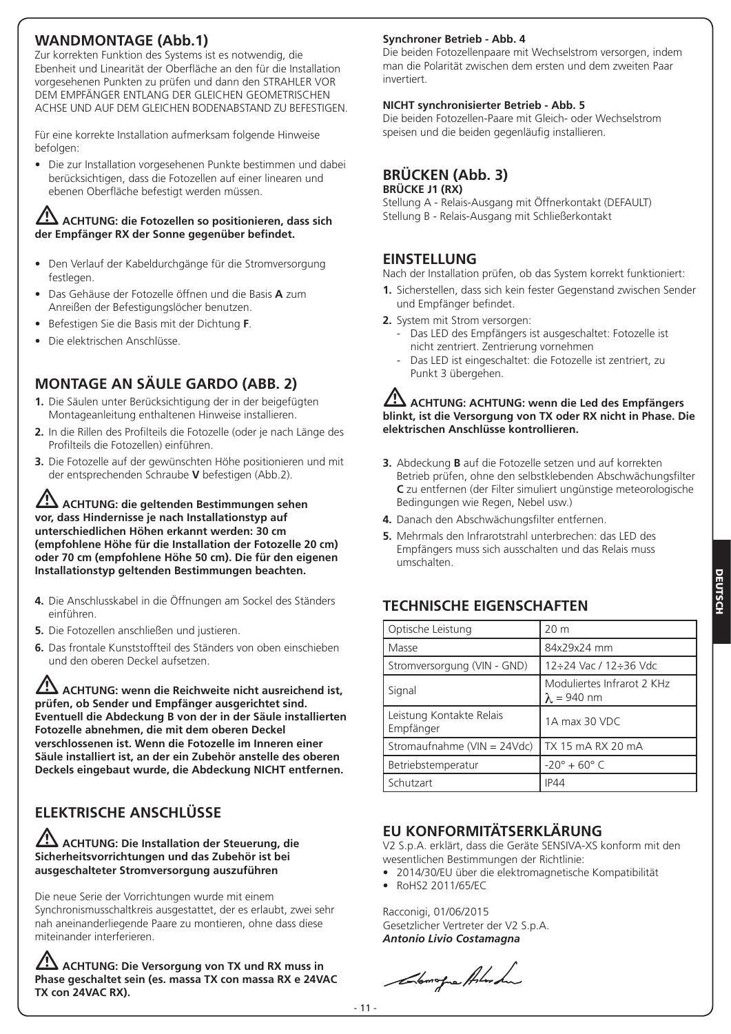## WANDMONTAGE (Abb.1)

Zur korrekten Funktion des Systems ist es notwendig, die Ebenheit und Linearität der Oberfläche an den für die Installation vorgesehenen Punkten zu prüfen und dann den STRAHLER VOR DEM EMPFÄNGER ENTLANG DER GLEICHEN GEOMETRISCHEN ACHSE UND AUF DEM GLEICHEN BODENABSTAND ZU BEFESTIGEN.

Für eine korrekte Installation aufmerksam folgende Hinweise befolgen:

- Die zur Installation vorgesehenen Punkte bestimmen und dabei berücksichtigen, dass die Fotozellen auf einer linearen und ebenen Oberfläche befestigt werden müssen.

⚠ **ACHTUNG: die Fotozellen so positionieren, dass sich der Empfänger RX der Sonne gegenüber befindet.**

- Den Verlauf der Kabeldurchgänge für die Stromversorgung festlegen.
- Das Gehäuse der Fotozelle öffnen und die Basis **A** zum Anreißen der Befestigungslöcher benutzen.
- Befestigen Sie die Basis mit der Dichtung **F**.
- Die elektrischen Anschlüsse.

## MONTAGE AN SÄULE GARDO (ABB. 2)

1. Die Säulen unter Berücksichtigung der in der beigefügten Montageanleitung enthaltenen Hinweise installieren.
2. In die Rillen des Profilteils die Fotozelle (oder je nach Länge des Profilteils die Fotozellen) einführen.
3. Die Fotozelle auf der gewünschten Höhe positionieren und mit der entsprechenden Schraube **V** befestigen (Abb.2).

⚠ **ACHTUNG: die geltenden Bestimmungen sehen vor, dass Hindernisse je nach Installationstyp auf unterschiedlichen Höhen erkannt werden: 30 cm (empfohlene Höhe für die Installation der Fotozelle 20 cm) oder 70 cm (empfohlene Höhe 50 cm). Die für den eigenen Installationstyp geltenden Bestimmungen beachten.**

4. Die Anschlusskabel in die Öffnungen am Sockel des Ständers einführen.
5. Die Fotozellen anschließen und justieren.
6. Das frontale Kunststoffteil des Ständers von oben einschieben und den oberen Deckel aufsetzen.

⚠ **ACHTUNG: wenn die Reichweite nicht ausreichend ist, prüfen, ob Sender und Empfänger ausgerichtet sind. Eventuell die Abdeckung B von der in der Säule installierten Fotozelle abnehmen, die mit dem oberen Deckel verschlossenen ist. Wenn die Fotozelle im Inneren einer Säule installiert ist, an der ein Zubehör anstelle des oberen Deckels eingebaut wurde, die Abdeckung NICHT entfernen.**

## ELEKTRISCHE ANSCHLÜSSE

⚠ **ACHTUNG: Die Installation der Steuerung, die Sicherheitsvorrichtungen und das Zubehör ist bei ausgeschalteter Stromversorgung auszuführen**

Die neue Serie der Vorrichtungen wurde mit einem Synchronismusschaltkreis ausgestattet, der es erlaubt, zwei sehr nah aneinanderliegende Paare zu montieren, ohne dass diese miteinander interferieren.

⚠ **ACHTUNG: Die Versorgung von TX und RX muss in Phase geschaltet sein (es. massa TX con massa RX e 24VAC TX con 24VAC RX).**

**Synchroner Betrieb - Abb. 4**

Die beiden Fotozellenpaare mit Wechselstrom versorgen, indem man die Polarität zwischen dem ersten und dem zweiten Paar invertiert.

**NICHT synchronisierter Betrieb - Abb. 5**

Die beiden Fotozellen-Paare mit Gleich- oder Wechselstrom speisen und die beiden gegenläufig installieren.

## BRÜCKEN (Abb. 3)

**BRÜCKE J1 (RX)**

Stellung A - Relais-Ausgang mit Öffnerkontakt (DEFAULT)
Stellung B - Relais-Ausgang mit Schließerkontakt

## EINSTELLUNG

Nach der Installation prüfen, ob das System korrekt funktioniert:

1. Sicherstellen, dass sich kein fester Gegenstand zwischen Sender und Empfänger befindet.
2. System mit Strom versorgen:
   - Das LED des Empfängers ist ausgeschaltet: Fotozelle ist nicht zentriert. Zentrierung vornehmen
   - Das LED ist eingeschaltet: die Fotozelle ist zentriert, zu Punkt 3 übergehen.

⚠ **ACHTUNG: ACHTUNG: wenn die Led des Empfängers blinkt, ist die Versorgung von TX oder RX nicht in Phase. Die elektrischen Anschlüsse kontrollieren.**

3. Abdeckung **B** auf die Fotozelle setzen und auf korrekten Betrieb prüfen, ohne den selbstklebenden Abschwächungsfilter **C** zu entfernen (der Filter simuliert ungünstige meteorologische Bedingungen wie Regen, Nebel usw.)
4. Danach den Abschwächungsfilter entfernen.
5. Mehrmals den Infrarotstrahl unterbrechen: das LED des Empfängers muss sich ausschalten und das Relais muss umschalten.

## TECHNISCHE EIGENSCHAFTEN

| | |
|---|---|
| Optische Leistung | 20 m |
| Masse | 84x29x24 mm |
| Stromversorgung (VIN - GND) | 12÷24 Vac / 12÷36 Vdc |
| Signal | Moduliertes Infrarot 2 KHz $\lambda$ = 940 nm |
| Leistung Kontakte Relais Empfänger | 1A max 30 VDC |
| Stromaufnahme (VIN = 24Vdc) | TX 15 mA RX 20 mA |
| Betriebstemperatur | -20° + 60° C |
| Schutzart | IP44 |

## EU KONFORMITÄTSERKLÄRUNG

V2 S.p.A. erklärt, dass die Geräte SENSIVA-XS konform mit den wesentlichen Bestimmungen der Richtlinie:

- 2014/30/EU über die elektromagnetische Kompatibilität
- RoHS2 2011/65/EC

Racconigi, 01/06/2015
Gesetzlicher Vertreter der V2 S.p.A.
***Antonio Livio Costamagna***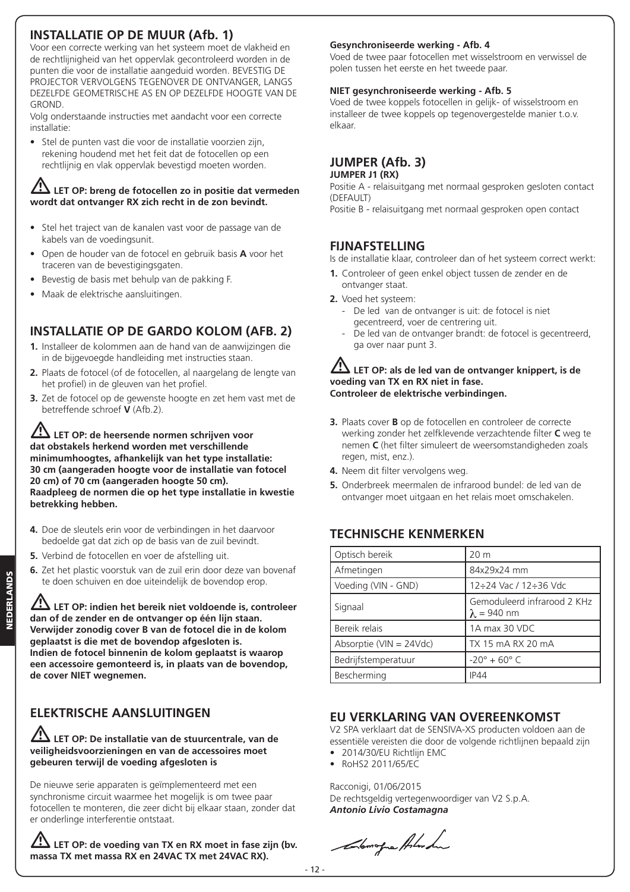## INSTALLATIE OP DE MUUR (Afb. 1)

Voor een correcte werking van het systeem moet de vlakheid en de rechtlijnigheid van het oppervlak gecontroleerd worden in de punten die voor de installatie aangeduid worden. BEVESTIG DE PROJECTOR VERVOLGENS TEGENOVER DE ONTVANGER, LANGS DEZELFDE GEOMETRISCHE AS EN OP DEZELFDE HOOGTE VAN DE GROND.

Volg onderstaande instructies met aandacht voor een correcte installatie:

- Stel de punten vast die voor de installatie voorzien zijn, rekening houdend met het feit dat de fotocellen op een rechtlijnig en vlak oppervlak bevestigd moeten worden.

**⚠ LET OP: breng de fotocellen zo in positie dat vermeden wordt dat ontvanger RX zich recht in de zon bevindt.**

- Stel het traject van de kanalen vast voor de passage van de kabels van de voedingsunit.
- Open de houder van de fotocel en gebruik basis **A** voor het traceren van de bevestigingsgaten.
- Bevestig de basis met behulp van de pakking F.
- Maak de elektrische aansluitingen.

## INSTALLATIE OP DE GARDO KOLOM (AFB. 2)

1. Installeer de kolommen aan de hand van de aanwijzingen die in de bijgevoegde handleiding met instructies staan.
2. Plaats de fotocel (of de fotocellen, al naargelang de lengte van het profiel) in de gleuven van het profiel.
3. Zet de fotocel op de gewenste hoogte en zet hem vast met de betreffende schroef **V** (Afb.2).

**⚠ LET OP: de heersende normen schrijven voor dat obstakels herkend worden met verschillende minimumhoogtes, afhankelijk van het type installatie: 30 cm (aangeraden hoogte voor de installatie van fotocel 20 cm) of 70 cm (aangeraden hoogte 50 cm). Raadpleeg de normen die op het type installatie in kwestie betrekking hebben.**

4. Doe de sleutels erin voor de verbindingen in het daarvoor bedoelde gat dat zich op de basis van de zuil bevindt.
5. Verbind de fotocellen en voer de afstelling uit.
6. Zet het plastic voorstuk van de zuil erin door deze van bovenaf te doen schuiven en doe uiteindelijk de bovendop erop.

**⚠ LET OP: indien het bereik niet voldoende is, controleer dan of de zender en de ontvanger op één lijn staan. Verwijder zonodig cover B van de fotocel die in de kolom geplaatst is die met de bovendop afgesloten is. Indien de fotocel binnenin de kolom geplaatst is waarop een accessoire gemonteerd is, in plaats van de bovendop, de cover NIET wegnemen.**

## ELEKTRISCHE AANSLUITINGEN

**⚠ LET OP: De installatie van de stuurcentrale, van de veiligheidsvoorzieningen en van de accessoires moet gebeuren terwijl de voeding afgesloten is**

De nieuwe serie apparaten is geïmplementeerd met een synchronisme circuit waarmee het mogelijk is om twee paar fotocellen te monteren, die zeer dicht bij elkaar staan, zonder dat er onderlinge interferentie ontstaat.

**⚠ LET OP: de voeding van TX en RX moet in fase zijn (bv. massa TX met massa RX en 24VAC TX met 24VAC RX).**

**Gesynchroniseerde werking - Afb. 4**

Voed de twee paar fotocellen met wisselstroom en verwissel de polen tussen het eerste en het tweede paar.

**NIET gesynchroniseerde werking - Afb. 5**

Voed de twee koppels fotocellen in gelijk- of wisselstroom en installeer de twee koppels op tegenovergestelde manier t.o.v. elkaar.

## JUMPER (Afb. 3)

**JUMPER J1 (RX)**

Positie A - relaisuitgang met normaal gesproken gesloten contact (DEFAULT)

Positie B - relaisuitgang met normaal gesproken open contact

## FIJNAFSTELLING

Is de installatie klaar, controleer dan of het systeem correct werkt:

1. Controleer of geen enkel object tussen de zender en de ontvanger staat.
2. Voed het systeem:
   - De led van de ontvanger is uit: de fotocel is niet gecentreerd, voer de centrering uit.
   - De led van de ontvanger brandt: de fotocel is gecentreerd, ga over naar punt 3.

**⚠ LET OP: als de led van de ontvanger knippert, is de voeding van TX en RX niet in fase. Controleer de elektrische verbindingen.**

3. Plaats cover **B** op de fotocellen en controleer de correcte werking zonder het zelfklevende verzachtende filter **C** weg te nemen **C** (het filter simuleert de weersomstandigheden zoals regen, mist, enz.).
4. Neem dit filter vervolgens weg.
5. Onderbreek meermalen de infrarood bundel: de led van de ontvanger moet uitgaan en het relais moet omschakelen.

## TECHNISCHE KENMERKEN

| | |
|---|---|
| Optisch bereik | 20 m |
| Afmetingen | 84x29x24 mm |
| Voeding (VIN - GND) | 12÷24 Vac / 12÷36 Vdc |
| Signaal | Gemoduleerd infrarood 2 KHz $\lambda$ = 940 nm |
| Bereik relais | 1A max 30 VDC |
| Absorptie (VIN = 24Vdc) | TX 15 mA RX 20 mA |
| Bedrijfstemperatuur | -20° + 60° C |
| Bescherming | IP44 |

## EU VERKLARING VAN OVEREENKOMST

V2 SPA verklaart dat de SENSIVA-XS producten voldoen aan de essentiële vereisten die door de volgende richtlijnen bepaald zijn

- 2014/30/EU Richtlijn EMC
- RoHS2 2011/65/EC

Racconigi, 01/06/2015

De rechtsgeldig vertegenwoordiger van V2 S.p.A.

***Antonio Livio Costamagna***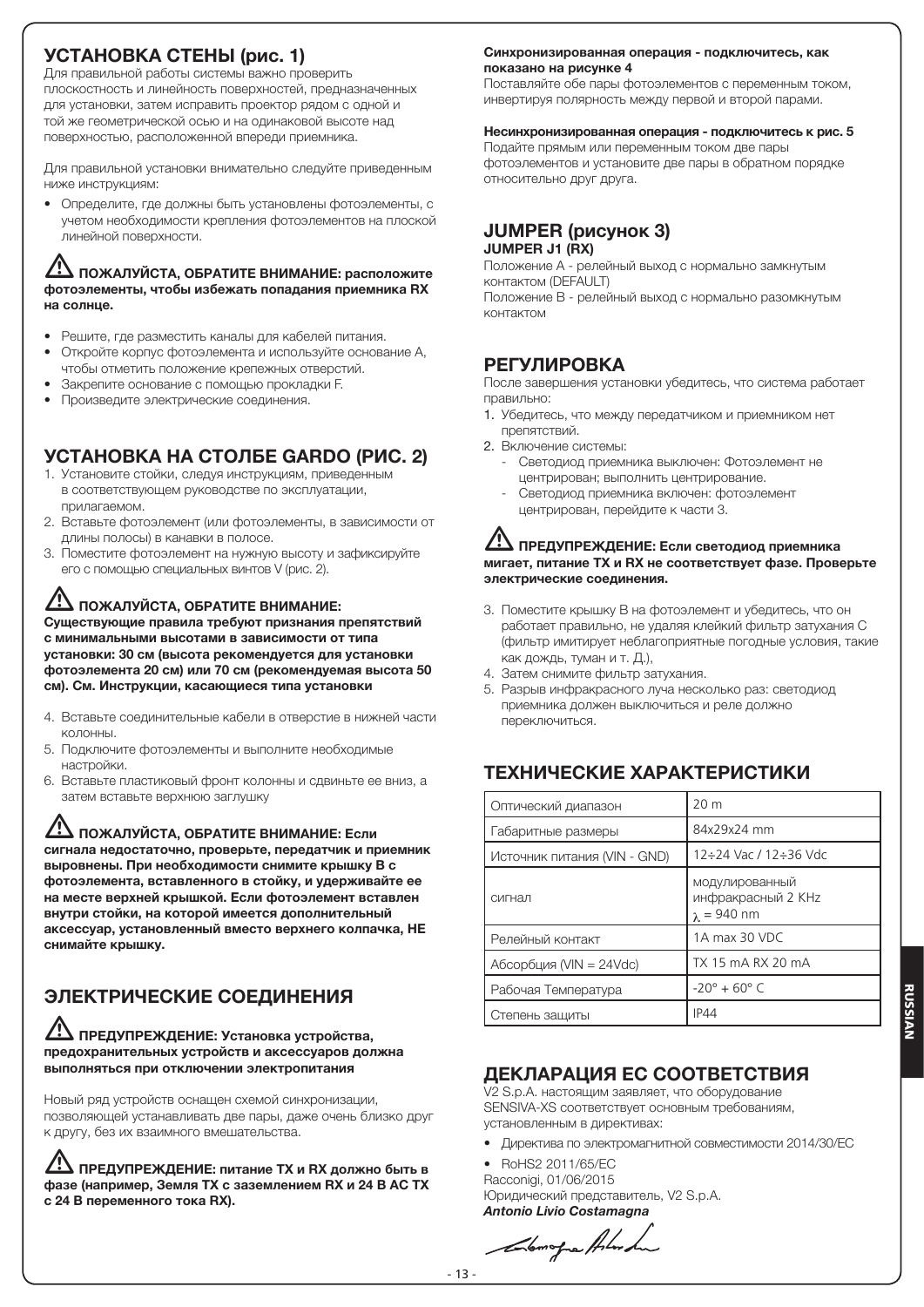## УСТАНОВКА СТЕНЫ (рис. 1)

Для правильной работы системы важно проверить плоскостность и линейность поверхностей, предназначенных для установки, затем исправить проектор рядом с одной и той же геометрической осью и на одинаковой высоте над поверхностью, расположенной впереди приемника.

Для правильной установки внимательно следуйте приведенным ниже инструкциям:

- Определите, где должны быть установлены фотоэлементы, с учетом необходимости крепления фотоэлементов на плоской линейной поверхности.

⚠ **ПОЖАЛУЙСТА, ОБРАТИТЕ ВНИМАНИЕ: расположите фотоэлементы, чтобы избежать попадания приемника RX на солнце.**

- Решите, где разместить каналы для кабелей питания.
- Откройте корпус фотоэлемента и используйте основание A, чтобы отметить положение крепежных отверстий.
- Закрепите основание с помощью прокладки F.
- Произведите электрические соединения.

## УСТАНОВКА НА СТОЛБЕ GARDO (РИС. 2)

1. Установите стойки, следуя инструкциям, приведенным в соответствующем руководстве по эксплуатации, прилагаемом.
2. Вставьте фотоэлемент (или фотоэлементы, в зависимости от длины полосы) в канавки в полосе.
3. Поместите фотоэлемент на нужную высоту и зафиксируйте его с помощью специальных винтов V (рис. 2).

⚠ **ПОЖАЛУЙСТА, ОБРАТИТЕ ВНИМАНИЕ: Существующие правила требуют признания препятствий с минимальными высотами в зависимости от типа установки: 30 см (высота рекомендуется для установки фотоэлемента 20 см) или 70 см (рекомендуемая высота 50 см). См. Инструкции, касающиеся типа установки**

4. Вставьте соединительные кабели в отверстие в нижней части колонны.
5. Подключите фотоэлементы и выполните необходимые настройки.
6. Вставьте пластиковый фронт колонны и сдвиньте ее вниз, а затем вставьте верхнюю заглушку

⚠ **ПОЖАЛУЙСТА, ОБРАТИТЕ ВНИМАНИЕ: Если сигнала недостаточно, проверьте, передатчик и приемник выровнены. При необходимости снимите крышку B с фотоэлемента, вставленного в стойку, и удерживайте ее на месте верхней крышкой. Если фотоэлемент вставлен внутри стойки, на которой имеется дополнительный аксессуар, установленный вместо верхнего колпачка, НЕ снимайте крышку.**

## ЭЛЕКТРИЧЕСКИЕ СОЕДИНЕНИЯ

⚠ **ПРЕДУПРЕЖДЕНИЕ: Установка устройства, предохранительных устройств и аксессуаров должна выполняться при отключении электропитания**

Новый ряд устройств оснащен схемой синхронизации, позволяющей устанавливать две пары, даже очень близко друг к другу, без их взаимного вмешательства.

⚠ **ПРЕДУПРЕЖДЕНИЕ: питание TX и RX должно быть в фазе (например, Земля TX с заземлением RX и 24 В AC TX с 24 В переменного тока RX).**

**Синхронизированная операция - подключитесь, как показано на рисунке 4**

Поставляйте обе пары фотоэлементов с переменным током, инвертируя полярность между первой и второй парами.

**Несинхронизированная операция - подключитесь к рис. 5**

Подайте прямым или переменным током две пары фотоэлементов и установите две пары в обратном порядке относительно друг друга.

## JUMPER (рисунок 3)

**JUMPER J1 (RX)**

Положение A - релейный выход с нормально замкнутым контактом (DEFAULT)

Положение B - релейный выход с нормально разомкнутым контактом

## РЕГУЛИРОВКА

После завершения установки убедитесь, что система работает правильно:

1. Убедитесь, что между передатчиком и приемником нет препятствий.
2. Включение системы:
   - Светодиод приемника выключен: Фотоэлемент не центрирован; выполнить центрирование.
   - Светодиод приемника включен: фотоэлемент центрирован, перейдите к части 3.

⚠ **ПРЕДУПРЕЖДЕНИЕ: Если светодиод приемника мигает, питание TX и RX не соответствует фазе. Проверьте электрические соединения.**

3. Поместите крышку B на фотоэлемент и убедитесь, что он работает правильно, не удаляя клейкий фильтр затухания C (фильтр имитирует неблагоприятные погодные условия, такие как дождь, туман и т. Д.),
4. Затем снимите фильтр затухания.
5. Разрыв инфракрасного луча несколько раз: светодиод приемника должен выключиться и реле должно переключиться.

## ТЕХНИЧЕСКИЕ ХАРАКТЕРИСТИКИ

| Оптический диапазон | 20 m |
|---|---|
| Габаритные размеры | 84x29x24 mm |
| Источник питания (VIN - GND) | 12÷24 Vac / 12÷36 Vdc |
| сигнал | модулированный инфракрасный 2 KHz $\lambda$ = 940 nm |
| Релейный контакт | 1A max 30 VDC |
| Абсорбция (VIN = 24Vdc) | TX 15 mA RX 20 mA |
| Рабочая Температура | -20° + 60° C |
| Степень защиты | IP44 |

## ДЕКЛАРАЦИЯ ЕС СООТВЕТСТВИЯ

V2 S.p.A. настоящим заявляет, что оборудование SENSIVA-XS соответствует основным требованиям, установленным в директивах:

- Директива по электромагнитной совместимости 2014/30/EC
- RoHS2 2011/65/EC

Racconigi, 01/06/2015

Юридический представитель, V2 S.p.A.

***Antonio Livio Costamagna***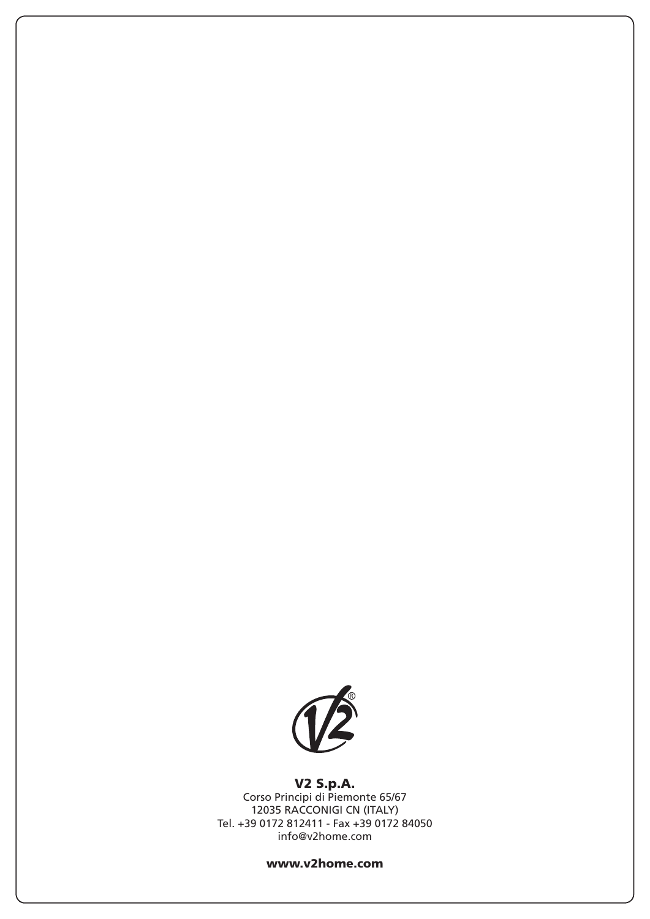**V2 S.p.A.**
Corso Principi di Piemonte 65/67
12035 RACCONIGI CN (ITALY)
Tel. +39 0172 812411 - Fax +39 0172 84050
info@v2home.com

**www.v2home.com**